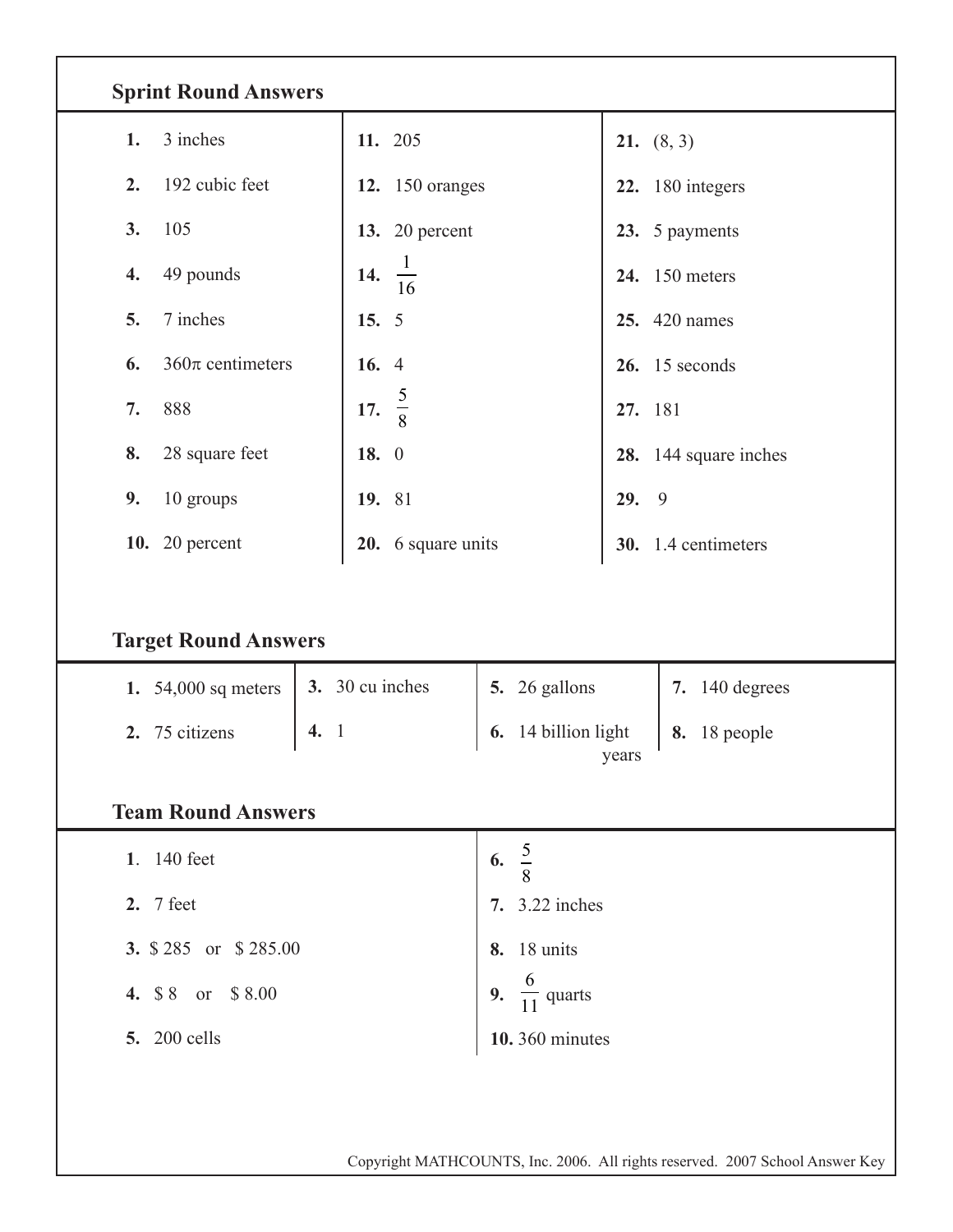## Sprint Round Answers

1. 3 inches
2. 192 cubic feet
3. 105
4. 49 pounds
5. 7 inches
6. $360\pi$ centimeters
7. 888
8. 28 square feet
9. 10 groups
10. 20 percent
11. 205
12. 150 oranges
13. 20 percent
14. $\frac{1}{16}$
15. 5
16. 4
17. $\frac{5}{8}$
18. 0
19. 81
20. 6 square units
21. (8, 3)
22. 180 integers
23. 5 payments
24. 150 meters
25. 420 names
26. 15 seconds
27. 181
28. 144 square inches
29. 9
30. 1.4 centimeters

## Target Round Answers

1. 54,000 sq meters
2. 75 citizens
3. 30 cu inches
4. 1
5. 26 gallons
6. 14 billion light years
7. 140 degrees
8. 18 people

## Team Round Answers

1. 140 feet
2. 7 feet
3. \$ 285 or \$ 285.00
4. \$ 8 or \$ 8.00
5. 200 cells
6. $\frac{5}{8}$
7. 3.22 inches
8. 18 units
9. $\frac{6}{11}$ quarts
10. 360 minutes

Copyright MATHCOUNTS, Inc. 2006. All rights reserved. 2007 School Answer Key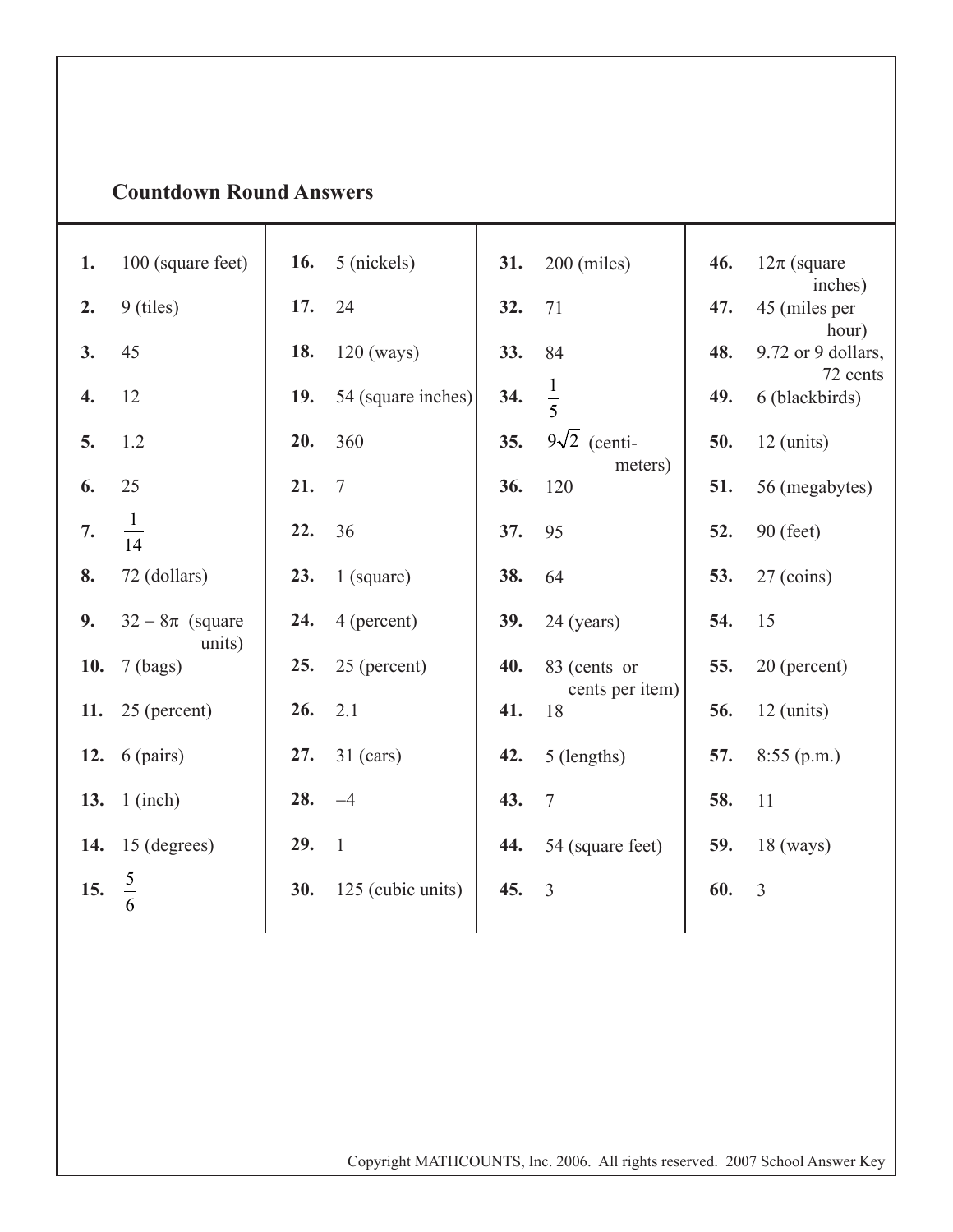## Countdown Round Answers

| | | | | | | | |
|---|---|---|---|---|---|---|---|
| **1.** | 100 (square feet) | **16.** | 5 (nickels) | **31.** | 200 (miles) | **46.** | $12\pi$ (square inches) |
| **2.** | 9 (tiles) | **17.** | 24 | **32.** | 71 | **47.** | 45 (miles per hour) |
| **3.** | 45 | **18.** | 120 (ways) | **33.** | 84 | **48.** | 9.72 or 9 dollars, 72 cents |
| **4.** | 12 | **19.** | 54 (square inches) | **34.** | $\frac{1}{5}$ | **49.** | 6 (blackbirds) |
| **5.** | 1.2 | **20.** | 360 | **35.** | $9\sqrt{2}$ (centimeters) | **50.** | 12 (units) |
| **6.** | 25 | **21.** | 7 | **36.** | 120 | **51.** | 56 (megabytes) |
| **7.** | $\frac{1}{14}$ | **22.** | 36 | **37.** | 95 | **52.** | 90 (feet) |
| **8.** | 72 (dollars) | **23.** | 1 (square) | **38.** | 64 | **53.** | 27 (coins) |
| **9.** | $32 - 8\pi$ (square units) | **24.** | 4 (percent) | **39.** | 24 (years) | **54.** | 15 |
| **10.** | 7 (bags) | **25.** | 25 (percent) | **40.** | 83 (cents or cents per item) | **55.** | 20 (percent) |
| **11.** | 25 (percent) | **26.** | 2.1 | **41.** | 18 | **56.** | 12 (units) |
| **12.** | 6 (pairs) | **27.** | 31 (cars) | **42.** | 5 (lengths) | **57.** | 8:55 (p.m.) |
| **13.** | 1 (inch) | **28.** | $-4$ | **43.** | 7 | **58.** | 11 |
| **14.** | 15 (degrees) | **29.** | 1 | **44.** | 54 (square feet) | **59.** | 18 (ways) |
| **15.** | $\frac{5}{6}$ | **30.** | 125 (cubic units) | **45.** | 3 | **60.** | 3 |

Copyright MATHCOUNTS, Inc. 2006. All rights reserved. 2007 School Answer Key